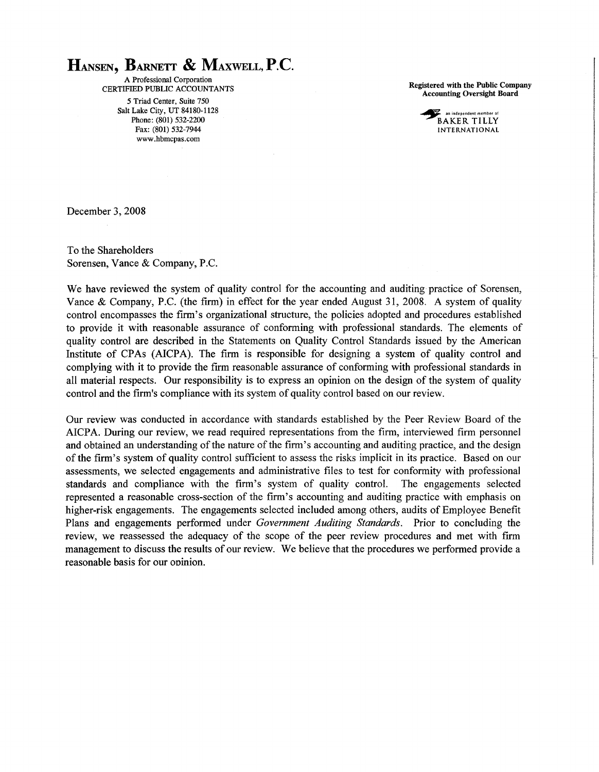# Hansen, Barnett & Maxwell, P.C.

A Professional Corporation
CERTIFIED PUBLIC ACCOUNTANTS
5 Triad Center, Suite 750
Salt Lake City, UT 84180-1128
Phone: (801) 532-2200
Fax: (801) 532-7944
www.hbmcpas.com

**Registered with the Public Company Accounting Oversight Board**

an independent member of
BAKER TILLY
INTERNATIONAL

December 3, 2008

To the Shareholders
Sorensen, Vance & Company, P.C.

We have reviewed the system of quality control for the accounting and auditing practice of Sorensen, Vance & Company, P.C. (the firm) in effect for the year ended August 31, 2008. A system of quality control encompasses the firm's organizational structure, the policies adopted and procedures established to provide it with reasonable assurance of conforming with professional standards. The elements of quality control are described in the Statements on Quality Control Standards issued by the American Institute of CPAs (AICPA). The firm is responsible for designing a system of quality control and complying with it to provide the firm reasonable assurance of conforming with professional standards in all material respects. Our responsibility is to express an opinion on the design of the system of quality control and the firm's compliance with its system of quality control based on our review.

Our review was conducted in accordance with standards established by the Peer Review Board of the AICPA. During our review, we read required representations from the firm, interviewed firm personnel and obtained an understanding of the nature of the firm's accounting and auditing practice, and the design of the firm's system of quality control sufficient to assess the risks implicit in its practice. Based on our assessments, we selected engagements and administrative files to test for conformity with professional standards and compliance with the firm's system of quality control. The engagements selected represented a reasonable cross-section of the firm's accounting and auditing practice with emphasis on higher-risk engagements. The engagements selected included among others, audits of Employee Benefit Plans and engagements performed under *Government Auditing Standards*. Prior to concluding the review, we reassessed the adequacy of the scope of the peer review procedures and met with firm management to discuss the results of our review. We believe that the procedures we performed provide a reasonable basis for our opinion.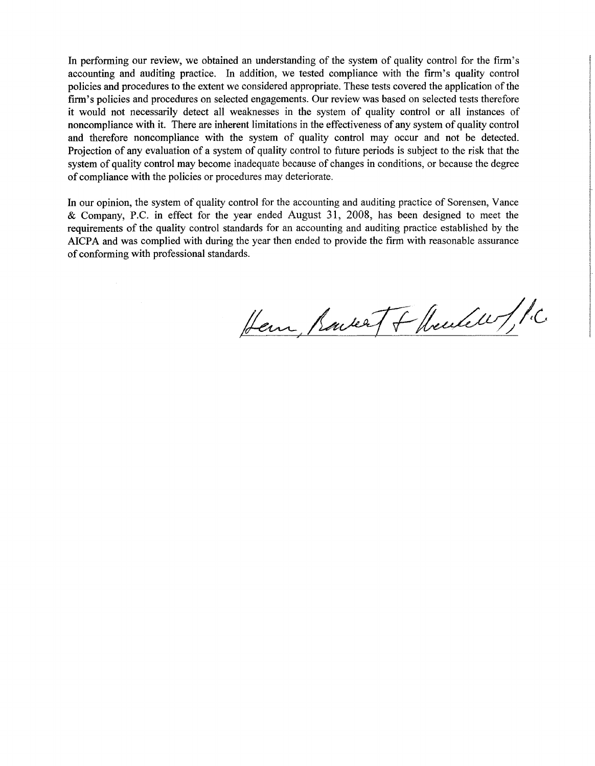In performing our review, we obtained an understanding of the system of quality control for the firm's accounting and auditing practice. In addition, we tested compliance with the firm's quality control policies and procedures to the extent we considered appropriate. These tests covered the application of the firm's policies and procedures on selected engagements. Our review was based on selected tests therefore it would not necessarily detect all weaknesses in the system of quality control or all instances of noncompliance with it. There are inherent limitations in the effectiveness of any system of quality control and therefore noncompliance with the system of quality control may occur and not be detected. Projection of any evaluation of a system of quality control to future periods is subject to the risk that the system of quality control may become inadequate because of changes in conditions, or because the degree of compliance with the policies or procedures may deteriorate.

In our opinion, the system of quality control for the accounting and auditing practice of Sorensen, Vance & Company, P.C. in effect for the year ended August 31, 2008, has been designed to meet the requirements of the quality control standards for an accounting and auditing practice established by the AICPA and was complied with during the year then ended to provide the firm with reasonable assurance of conforming with professional standards.

Hein, Rauch & Treuthell, P.C.